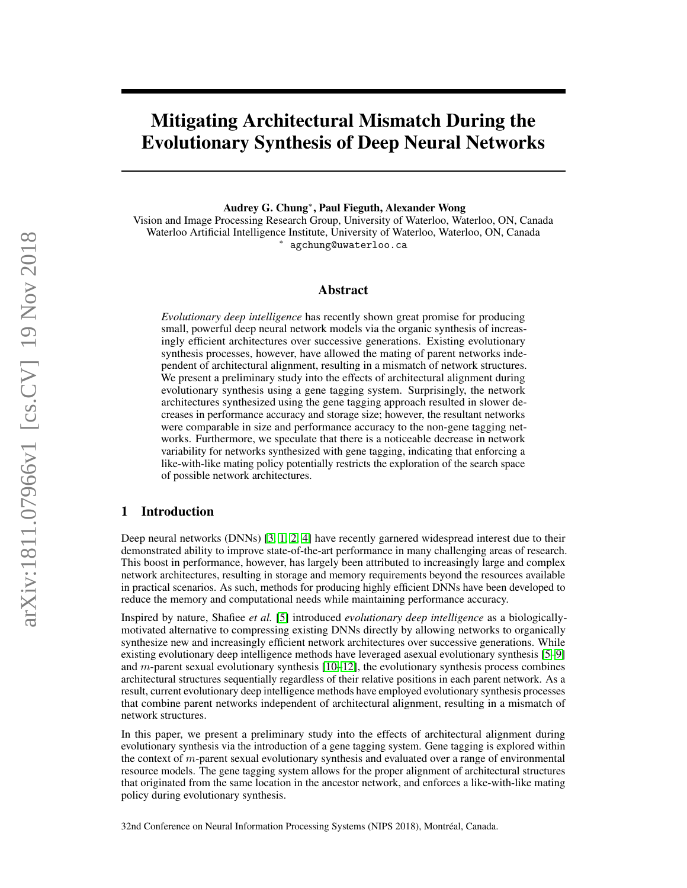# Mitigating Architectural Mismatch During the Evolutionary Synthesis of Deep Neural Networks

**Audrey G. Chung***, **Paul Fieguth**, **Alexander Wong**

Vision and Image Processing Research Group, University of Waterloo, Waterloo, ON, Canada
Waterloo Artificial Intelligence Institute, University of Waterloo, Waterloo, ON, Canada
\* agchung@uwaterloo.ca

## Abstract

*Evolutionary deep intelligence* has recently shown great promise for producing small, powerful deep neural network models via the organic synthesis of increasingly efficient architectures over successive generations. Existing evolutionary synthesis processes, however, have allowed the mating of parent networks independent of architectural alignment, resulting in a mismatch of network structures. We present a preliminary study into the effects of architectural alignment during evolutionary synthesis using a gene tagging system. Surprisingly, the network architectures synthesized using the gene tagging approach resulted in slower decreases in performance accuracy and storage size; however, the resultant networks were comparable in size and performance accuracy to the non-gene tagging networks. Furthermore, we speculate that there is a noticeable decrease in network variability for networks synthesized with gene tagging, indicating that enforcing a like-with-like mating policy potentially restricts the exploration of the search space of possible network architectures.

## 1 Introduction

Deep neural networks (DNNs) [3, 1, 2, 4] have recently garnered widespread interest due to their demonstrated ability to improve state-of-the-art performance in many challenging areas of research. This boost in performance, however, has largely been attributed to increasingly large and complex network architectures, resulting in storage and memory requirements beyond the resources available in practical scenarios. As such, methods for producing highly efficient DNNs have been developed to reduce the memory and computational needs while maintaining performance accuracy.

Inspired by nature, Shafiee *et al.* [5] introduced *evolutionary deep intelligence* as a biologically-motivated alternative to compressing existing DNNs directly by allowing networks to organically synthesize new and increasingly efficient network architectures over successive generations. While existing evolutionary deep intelligence methods have leveraged asexual evolutionary synthesis [5–9] and $m$-parent sexual evolutionary synthesis [10–12], the evolutionary synthesis process combines architectural structures sequentially regardless of their relative positions in each parent network. As a result, current evolutionary deep intelligence methods have employed evolutionary synthesis processes that combine parent networks independent of architectural alignment, resulting in a mismatch of network structures.

In this paper, we present a preliminary study into the effects of architectural alignment during evolutionary synthesis via the introduction of a gene tagging system. Gene tagging is explored within the context of $m$-parent sexual evolutionary synthesis and evaluated over a range of environmental resource models. The gene tagging system allows for the proper alignment of architectural structures that originated from the same location in the ancestor network, and enforces a like-with-like mating policy during evolutionary synthesis.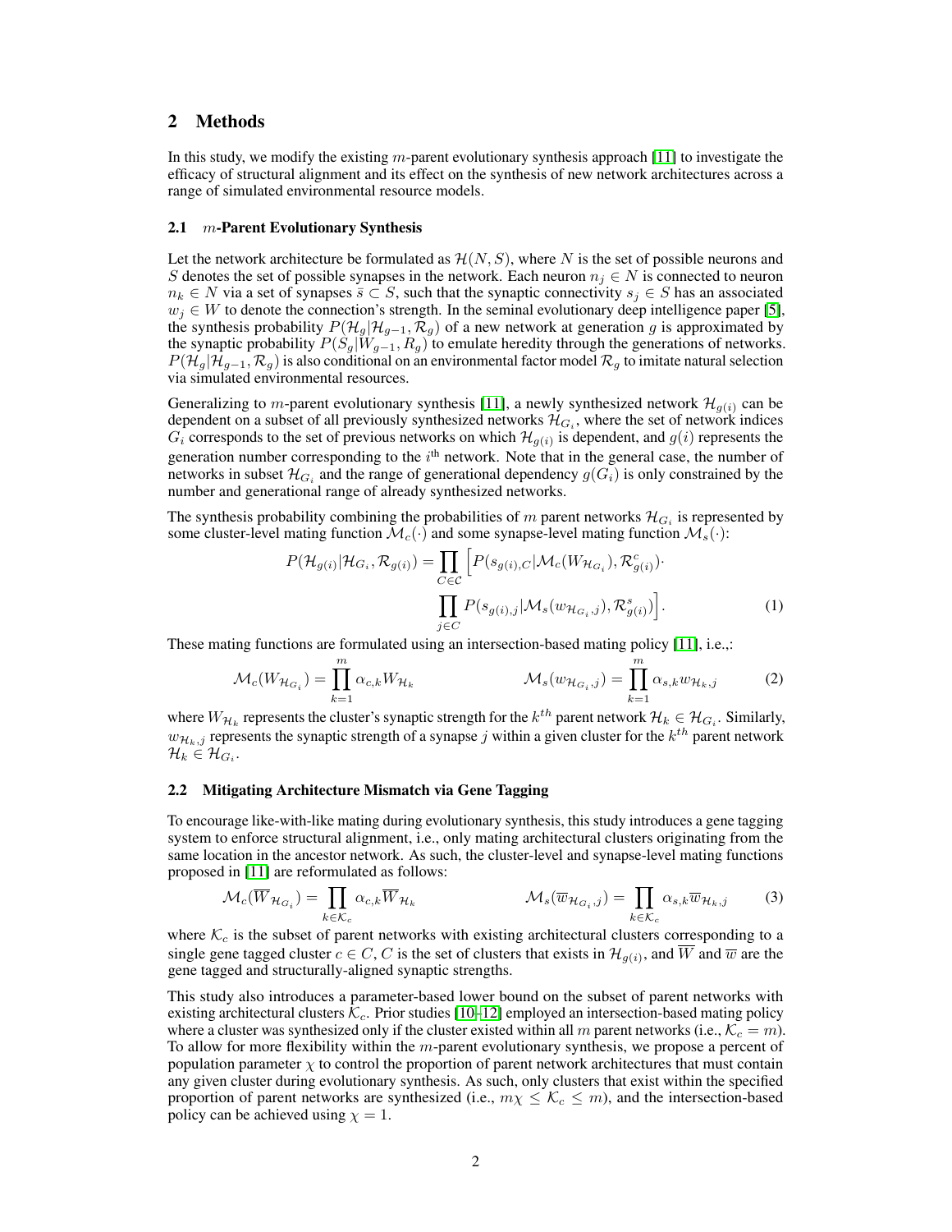## 2 Methods

In this study, we modify the existing $m$-parent evolutionary synthesis approach [11] to investigate the efficacy of structural alignment and its effect on the synthesis of new network architectures across a range of simulated environmental resource models.

### 2.1 $m$-Parent Evolutionary Synthesis

Let the network architecture be formulated as $\mathcal{H}(N, S)$, where $N$ is the set of possible neurons and $S$ denotes the set of possible synapses in the network. Each neuron $n_j \in N$ is connected to neuron $n_k \in N$ via a set of synapses $\bar{s} \subset S$, such that the synaptic connectivity $s_j \in S$ has an associated $w_j \in W$ to denote the connection's strength. In the seminal evolutionary deep intelligence paper [5], the synthesis probability $P(\mathcal{H}_g|\mathcal{H}_{g-1}, \mathcal{R}_g)$ of a new network at generation $g$ is approximated by the synaptic probability $P(S_g|W_{g-1}, R_g)$ to emulate heredity through the generations of networks. $P(\mathcal{H}_g|\mathcal{H}_{g-1}, \mathcal{R}_g)$ is also conditional on an environmental factor model $\mathcal{R}_g$ to imitate natural selection via simulated environmental resources.

Generalizing to $m$-parent evolutionary synthesis [11], a newly synthesized network $\mathcal{H}_{g(i)}$ can be dependent on a subset of all previously synthesized networks $\mathcal{H}_{G_i}$, where the set of network indices $G_i$ corresponds to the set of previous networks on which $\mathcal{H}_{g(i)}$ is dependent, and $g(i)$ represents the generation number corresponding to the $i^{\text{th}}$ network. Note that in the general case, the number of networks in subset $\mathcal{H}_{G_i}$ and the range of generational dependency $g(G_i)$ is only constrained by the number and generational range of already synthesized networks.

The synthesis probability combining the probabilities of $m$ parent networks $\mathcal{H}_{G_i}$ is represented by some cluster-level mating function $\mathcal{M}_c(\cdot)$ and some synapse-level mating function $\mathcal{M}_s(\cdot)$:

$$
\begin{aligned}
P(\mathcal{H}_{g(i)}|\mathcal{H}_{G_i}, \mathcal{R}_{g(i)}) = \prod_{C \in \mathcal{C}} \Big[ & P(s_{g(i),C}|\mathcal{M}_c(W_{\mathcal{H}_{G_i}}), \mathcal{R}^c_{g(i)}) \cdot \\
& \prod_{j \in C} P(s_{g(i),j}|\mathcal{M}_s(w_{\mathcal{H}_{G_i},j}), \mathcal{R}^s_{g(i)}) \Big].
\end{aligned} \tag{1}
$$

These mating functions are formulated using an intersection-based mating policy [11], i.e.,:

$$
\mathcal{M}_c(W_{\mathcal{H}_{G_i}}) = \prod_{k=1}^{m} \alpha_{c,k} W_{\mathcal{H}_k} \qquad\qquad \mathcal{M}_s(w_{\mathcal{H}_{G_i},j}) = \prod_{k=1}^{m} \alpha_{s,k} w_{\mathcal{H}_k,j} \tag{2}
$$

where $W_{\mathcal{H}_k}$ represents the cluster's synaptic strength for the $k^{th}$ parent network $\mathcal{H}_k \in \mathcal{H}_{G_i}$. Similarly, $w_{\mathcal{H}_k,j}$ represents the synaptic strength of a synapse $j$ within a given cluster for the $k^{th}$ parent network $\mathcal{H}_k \in \mathcal{H}_{G_i}$.

### 2.2 Mitigating Architecture Mismatch via Gene Tagging

To encourage like-with-like mating during evolutionary synthesis, this study introduces a gene tagging system to enforce structural alignment, i.e., only mating architectural clusters originating from the same location in the ancestor network. As such, the cluster-level and synapse-level mating functions proposed in [11] are reformulated as follows:

$$
\mathcal{M}_c(\overline{W}_{\mathcal{H}_{G_i}}) = \prod_{k \in \mathcal{K}_c} \alpha_{c,k} \overline{W}_{\mathcal{H}_k} \qquad\qquad \mathcal{M}_s(\overline{w}_{\mathcal{H}_{G_i},j}) = \prod_{k \in \mathcal{K}_c} \alpha_{s,k} \overline{w}_{\mathcal{H}_k,j} \tag{3}
$$

where $\mathcal{K}_c$ is the subset of parent networks with existing architectural clusters corresponding to a single gene tagged cluster $c \in C$, $C$ is the set of clusters that exists in $\mathcal{H}_{g(i)}$, and $\overline{W}$ and $\overline{w}$ are the gene tagged and structurally-aligned synaptic strengths.

This study also introduces a parameter-based lower bound on the subset of parent networks with existing architectural clusters $\mathcal{K}_c$. Prior studies [10–12] employed an intersection-based mating policy where a cluster was synthesized only if the cluster existed within all $m$ parent networks (i.e., $\mathcal{K}_c = m$). To allow for more flexibility within the $m$-parent evolutionary synthesis, we propose a percent of population parameter $\chi$ to control the proportion of parent network architectures that must contain any given cluster during evolutionary synthesis. As such, only clusters that exist within the specified proportion of parent networks are synthesized (i.e., $m\chi \leq \mathcal{K}_c \leq m$), and the intersection-based policy can be achieved using $\chi = 1$.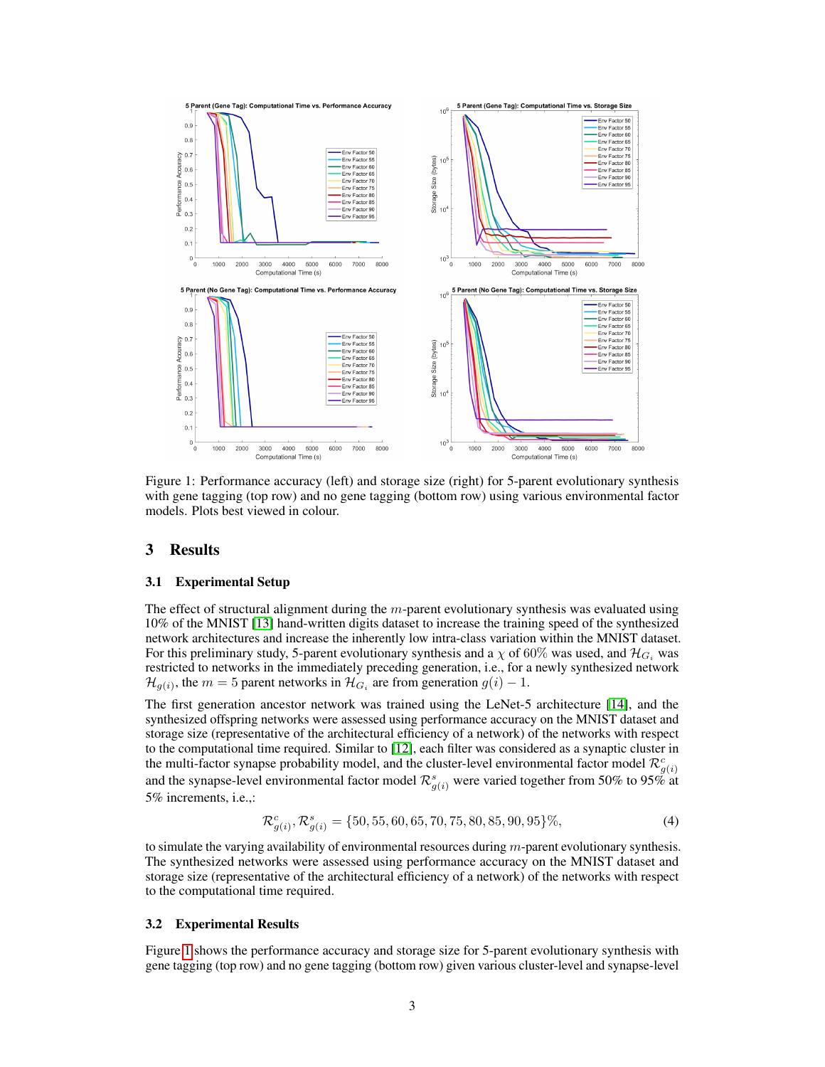Figure 1: Performance accuracy (left) and storage size (right) for 5-parent evolutionary synthesis with gene tagging (top row) and no gene tagging (bottom row) using various environmental factor models. Plots best viewed in colour.

## 3 Results

### 3.1 Experimental Setup

The effect of structural alignment during the $m$-parent evolutionary synthesis was evaluated using 10% of the MNIST [13] hand-written digits dataset to increase the training speed of the synthesized network architectures and increase the inherently low intra-class variation within the MNIST dataset. For this preliminary study, 5-parent evolutionary synthesis and a $\chi$ of 60% was used, and $\mathcal{H}_{G_i}$ was restricted to networks in the immediately preceding generation, i.e., for a newly synthesized network $\mathcal{H}_{g(i)}$, the $m = 5$ parent networks in $\mathcal{H}_{G_i}$ are from generation $g(i) - 1$.

The first generation ancestor network was trained using the LeNet-5 architecture [14], and the synthesized offspring networks were assessed using performance accuracy on the MNIST dataset and storage size (representative of the architectural efficiency of a network) of the networks with respect to the computational time required. Similar to [12], each filter was considered as a synaptic cluster in the multi-factor synapse probability model, and the cluster-level environmental factor model $\mathcal{R}^c_{g(i)}$ and the synapse-level environmental factor model $\mathcal{R}^s_{g(i)}$ were varied together from 50% to 95% at 5% increments, i.e.,:

$$\mathcal{R}^c_{g(i)}, \mathcal{R}^s_{g(i)} = \{50, 55, 60, 65, 70, 75, 80, 85, 90, 95\}\%, \tag{4}$$

to simulate the varying availability of environmental resources during $m$-parent evolutionary synthesis. The synthesized networks were assessed using performance accuracy on the MNIST dataset and storage size (representative of the architectural efficiency of a network) of the networks with respect to the computational time required.

### 3.2 Experimental Results

Figure 1 shows the performance accuracy and storage size for 5-parent evolutionary synthesis with gene tagging (top row) and no gene tagging (bottom row) given various cluster-level and synapse-level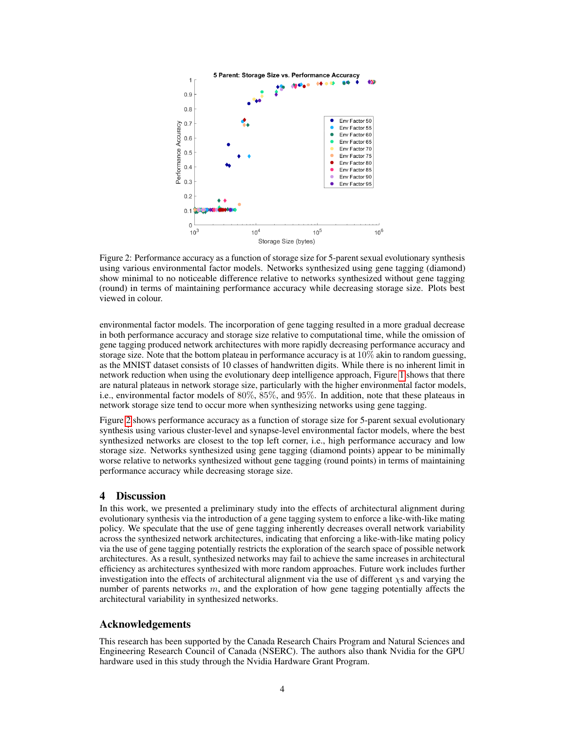Figure 2: Performance accuracy as a function of storage size for 5-parent sexual evolutionary synthesis using various environmental factor models. Networks synthesized using gene tagging (diamond) show minimal to no noticeable difference relative to networks synthesized without gene tagging (round) in terms of maintaining performance accuracy while decreasing storage size. Plots best viewed in colour.

environmental factor models. The incorporation of gene tagging resulted in a more gradual decrease in both performance accuracy and storage size relative to computational time, while the omission of gene tagging produced network architectures with more rapidly decreasing performance accuracy and storage size. Note that the bottom plateau in performance accuracy is at $10\%$ akin to random guessing, as the MNIST dataset consists of 10 classes of handwritten digits. While there is no inherent limit in network reduction when using the evolutionary deep intelligence approach, Figure 1 shows that there are natural plateaus in network storage size, particularly with the higher environmental factor models, i.e., environmental factor models of $80\%$, $85\%$, and $95\%$. In addition, note that these plateaus in network storage size tend to occur more when synthesizing networks using gene tagging.

Figure 2 shows performance accuracy as a function of storage size for 5-parent sexual evolutionary synthesis using various cluster-level and synapse-level environmental factor models, where the best synthesized networks are closest to the top left corner, i.e., high performance accuracy and low storage size. Networks synthesized using gene tagging (diamond points) appear to be minimally worse relative to networks synthesized without gene tagging (round points) in terms of maintaining performance accuracy while decreasing storage size.

# 4 Discussion

In this work, we presented a preliminary study into the effects of architectural alignment during evolutionary synthesis via the introduction of a gene tagging system to enforce a like-with-like mating policy. We speculate that the use of gene tagging inherently decreases overall network variability across the synthesized network architectures, indicating that enforcing a like-with-like mating policy via the use of gene tagging potentially restricts the exploration of the search space of possible network architectures. As a result, synthesized networks may fail to achieve the same increases in architectural efficiency as architectures synthesized with more random approaches. Future work includes further investigation into the effects of architectural alignment via the use of different $\chi$s and varying the number of parents networks $m$, and the exploration of how gene tagging potentially affects the architectural variability in synthesized networks.

# Acknowledgements

This research has been supported by the Canada Research Chairs Program and Natural Sciences and Engineering Research Council of Canada (NSERC). The authors also thank Nvidia for the GPU hardware used in this study through the Nvidia Hardware Grant Program.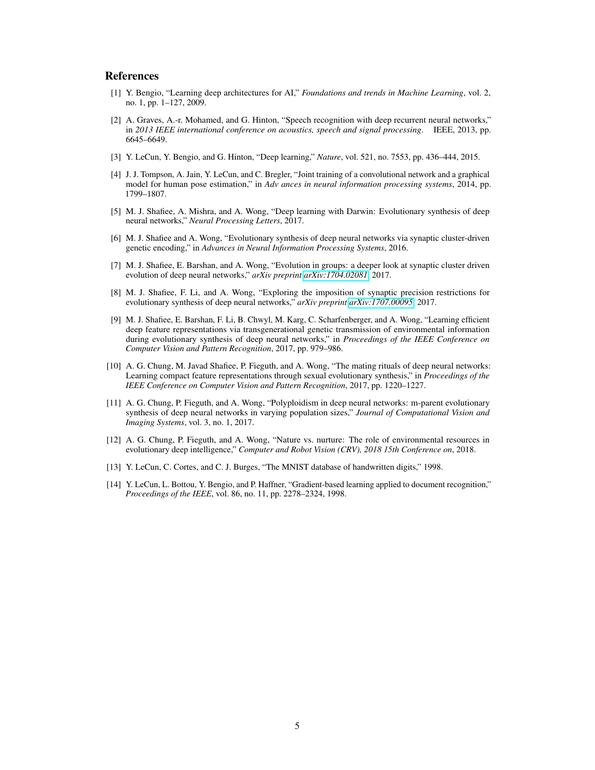## References

[1] Y. Bengio, "Learning deep architectures for AI," *Foundations and trends in Machine Learning*, vol. 2, no. 1, pp. 1–127, 2009.

[2] A. Graves, A.-r. Mohamed, and G. Hinton, "Speech recognition with deep recurrent neural networks," in *2013 IEEE international conference on acoustics, speech and signal processing*. IEEE, 2013, pp. 6645–6649.

[3] Y. LeCun, Y. Bengio, and G. Hinton, "Deep learning," *Nature*, vol. 521, no. 7553, pp. 436–444, 2015.

[4] J. J. Tompson, A. Jain, Y. LeCun, and C. Bregler, "Joint training of a convolutional network and a graphical model for human pose estimation," in *Adv ances in neural information processing systems*, 2014, pp. 1799–1807.

[5] M. J. Shafiee, A. Mishra, and A. Wong, "Deep learning with Darwin: Evolutionary synthesis of deep neural networks," *Neural Processing Letters*, 2017.

[6] M. J. Shafiee and A. Wong, "Evolutionary synthesis of deep neural networks via synaptic cluster-driven genetic encoding," in *Advances in Neural Information Processing Systems*, 2016.

[7] M. J. Shafiee, E. Barshan, and A. Wong, "Evolution in groups: a deeper look at synaptic cluster driven evolution of deep neural networks," *arXiv preprint arXiv:1704.02081*, 2017.

[8] M. J. Shafiee, F. Li, and A. Wong, "Exploring the imposition of synaptic precision restrictions for evolutionary synthesis of deep neural networks," *arXiv preprint arXiv:1707.00095*, 2017.

[9] M. J. Shafiee, E. Barshan, F. Li, B. Chwyl, M. Karg, C. Scharfenberger, and A. Wong, "Learning efficient deep feature representations via transgenerational genetic transmission of environmental information during evolutionary synthesis of deep neural networks," in *Proceedings of the IEEE Conference on Computer Vision and Pattern Recognition*, 2017, pp. 979–986.

[10] A. G. Chung, M. Javad Shafiee, P. Fieguth, and A. Wong, "The mating rituals of deep neural networks: Learning compact feature representations through sexual evolutionary synthesis," in *Proceedings of the IEEE Conference on Computer Vision and Pattern Recognition*, 2017, pp. 1220–1227.

[11] A. G. Chung, P. Fieguth, and A. Wong, "Polyploidism in deep neural networks: m-parent evolutionary synthesis of deep neural networks in varying population sizes," *Journal of Computational Vision and Imaging Systems*, vol. 3, no. 1, 2017.

[12] A. G. Chung, P. Fieguth, and A. Wong, "Nature vs. nurture: The role of environmental resources in evolutionary deep intelligence," *Computer and Robot Vision (CRV), 2018 15th Conference on*, 2018.

[13] Y. LeCun, C. Cortes, and C. J. Burges, "The MNIST database of handwritten digits," 1998.

[14] Y. LeCun, L. Bottou, Y. Bengio, and P. Haffner, "Gradient-based learning applied to document recognition," *Proceedings of the IEEE*, vol. 86, no. 11, pp. 2278–2324, 1998.